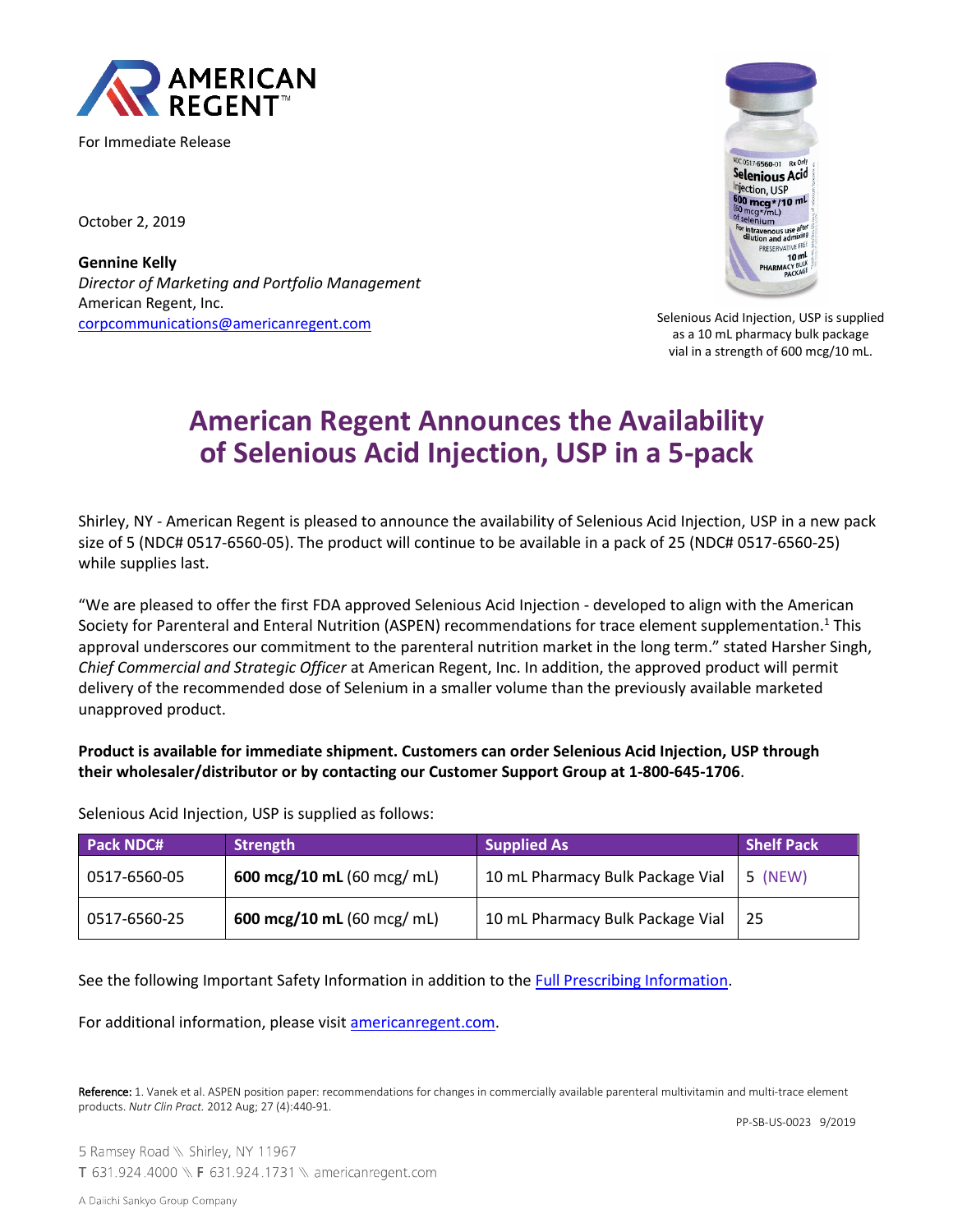For Immediate Release

October 2, 2019

**Gennine Kelly**
*Director of Marketing and Portfolio Management*
American Regent, Inc.
corpcommunications@americanregent.com

Selenious Acid Injection, USP is supplied as a 10 mL pharmacy bulk package vial in a strength of 600 mcg/10 mL.

# American Regent Announces the Availability of Selenious Acid Injection, USP in a 5-pack

Shirley, NY - American Regent is pleased to announce the availability of Selenious Acid Injection, USP in a new pack size of 5 (NDC# 0517-6560-05). The product will continue to be available in a pack of 25 (NDC# 0517-6560-25) while supplies last.

"We are pleased to offer the first FDA approved Selenious Acid Injection - developed to align with the American Society for Parenteral and Enteral Nutrition (ASPEN) recommendations for trace element supplementation.[1] This approval underscores our commitment to the parenteral nutrition market in the long term." stated Harsher Singh, *Chief Commercial and Strategic Officer* at American Regent, Inc. In addition, the approved product will permit delivery of the recommended dose of Selenium in a smaller volume than the previously available marketed unapproved product.

**Product is available for immediate shipment. Customers can order Selenious Acid Injection, USP through their wholesaler/distributor or by contacting our Customer Support Group at 1-800-645-1706**.

Selenious Acid Injection, USP is supplied as follows:

| Pack NDC# | Strength | Supplied As | Shelf Pack |
|---|---|---|---|
| 0517-6560-05 | **600 mcg/10 mL** (60 mcg/ mL) | 10 mL Pharmacy Bulk Package Vial | 5 (NEW) |
| 0517-6560-25 | **600 mcg/10 mL** (60 mcg/ mL) | 10 mL Pharmacy Bulk Package Vial | 25 |

See the following Important Safety Information in addition to the Full Prescribing Information.

For additional information, please visit americanregent.com.

Reference: 1. Vanek et al. ASPEN position paper: recommendations for changes in commercially available parenteral multivitamin and multi-trace element products. *Nutr Clin Pract.* 2012 Aug; 27 (4):440-91.

PP-SB-US-0023 9/2019

5 Ramsey Road \ Shirley, NY 11967
T 631.924.4000 \ F 631.924.1731 \ americanregent.com

A Daiichi Sankyo Group Company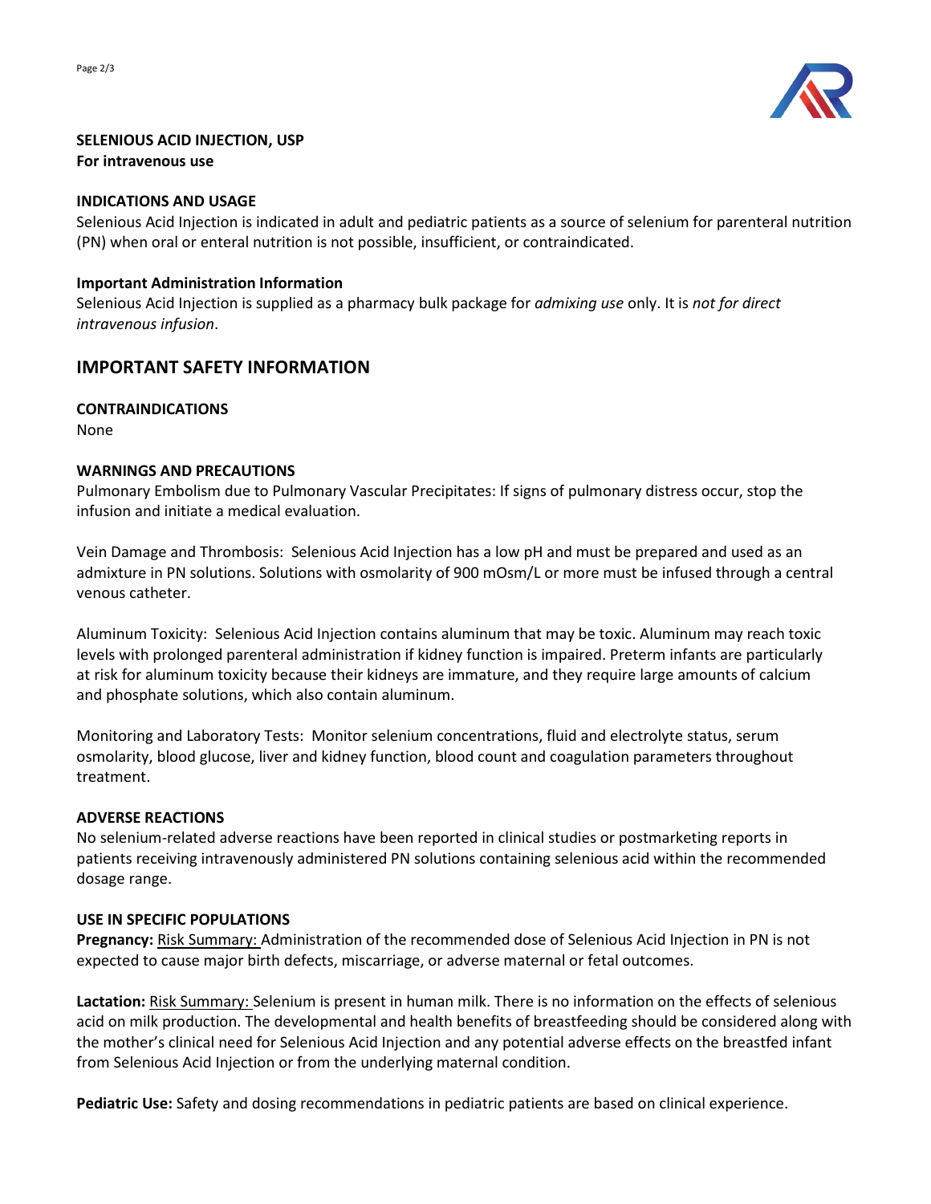**SELENIOUS ACID INJECTION, USP**
**For intravenous use**

**INDICATIONS AND USAGE**

Selenious Acid Injection is indicated in adult and pediatric patients as a source of selenium for parenteral nutrition (PN) when oral or enteral nutrition is not possible, insufficient, or contraindicated.

**Important Administration Information**

Selenious Acid Injection is supplied as a pharmacy bulk package for *admixing use* only. It is *not for direct intravenous infusion*.

## IMPORTANT SAFETY INFORMATION

**CONTRAINDICATIONS**

None

**WARNINGS AND PRECAUTIONS**

Pulmonary Embolism due to Pulmonary Vascular Precipitates: If signs of pulmonary distress occur, stop the infusion and initiate a medical evaluation.

Vein Damage and Thrombosis: Selenious Acid Injection has a low pH and must be prepared and used as an admixture in PN solutions. Solutions with osmolarity of 900 mOsm/L or more must be infused through a central venous catheter.

Aluminum Toxicity: Selenious Acid Injection contains aluminum that may be toxic. Aluminum may reach toxic levels with prolonged parenteral administration if kidney function is impaired. Preterm infants are particularly at risk for aluminum toxicity because their kidneys are immature, and they require large amounts of calcium and phosphate solutions, which also contain aluminum.

Monitoring and Laboratory Tests: Monitor selenium concentrations, fluid and electrolyte status, serum osmolarity, blood glucose, liver and kidney function, blood count and coagulation parameters throughout treatment.

**ADVERSE REACTIONS**

No selenium-related adverse reactions have been reported in clinical studies or postmarketing reports in patients receiving intravenously administered PN solutions containing selenious acid within the recommended dosage range.

**USE IN SPECIFIC POPULATIONS**

**Pregnancy:** Risk Summary: Administration of the recommended dose of Selenious Acid Injection in PN is not expected to cause major birth defects, miscarriage, or adverse maternal or fetal outcomes.

**Lactation:** Risk Summary: Selenium is present in human milk. There is no information on the effects of selenious acid on milk production. The developmental and health benefits of breastfeeding should be considered along with the mother's clinical need for Selenious Acid Injection and any potential adverse effects on the breastfed infant from Selenious Acid Injection or from the underlying maternal condition.

**Pediatric Use:** Safety and dosing recommendations in pediatric patients are based on clinical experience.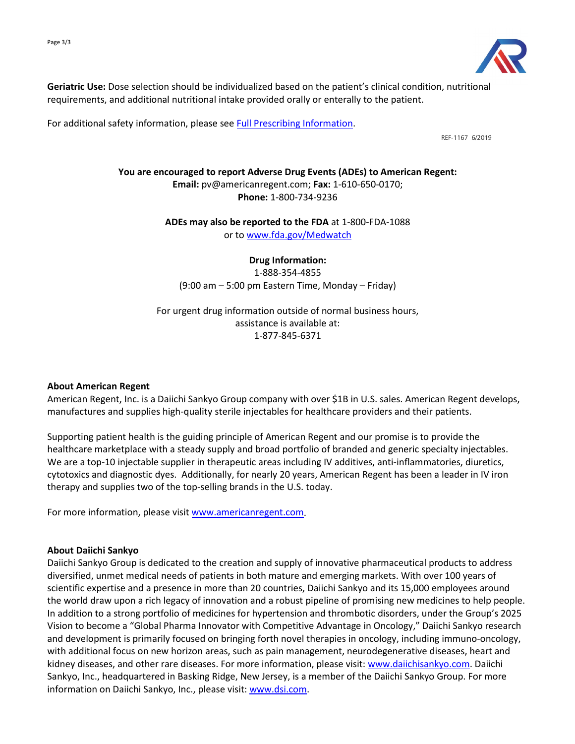**Geriatric Use:** Dose selection should be individualized based on the patient's clinical condition, nutritional requirements, and additional nutritional intake provided orally or enterally to the patient.

For additional safety information, please see [Full Prescribing Information](Full Prescribing Information).

REF-1167 6/2019

**You are encouraged to report Adverse Drug Events (ADEs) to American Regent:**
**Email:** pv@americanregent.com; **Fax:** 1-610-650-0170;
**Phone:** 1-800-734-9236

**ADEs may also be reported to the FDA** at 1-800-FDA-1088
or to [www.fda.gov/Medwatch](www.fda.gov/Medwatch)

**Drug Information:**
1-888-354-4855
(9:00 am – 5:00 pm Eastern Time, Monday – Friday)

For urgent drug information outside of normal business hours,
assistance is available at:
1-877-845-6371

**About American Regent**

American Regent, Inc. is a Daiichi Sankyo Group company with over $1B in U.S. sales. American Regent develops, manufactures and supplies high-quality sterile injectables for healthcare providers and their patients.

Supporting patient health is the guiding principle of American Regent and our promise is to provide the healthcare marketplace with a steady supply and broad portfolio of branded and generic specialty injectables. We are a top-10 injectable supplier in therapeutic areas including IV additives, anti-inflammatories, diuretics, cytotoxics and diagnostic dyes. Additionally, for nearly 20 years, American Regent has been a leader in IV iron therapy and supplies two of the top-selling brands in the U.S. today.

For more information, please visit [www.americanregent.com](www.americanregent.com).

**About Daiichi Sankyo**

Daiichi Sankyo Group is dedicated to the creation and supply of innovative pharmaceutical products to address diversified, unmet medical needs of patients in both mature and emerging markets. With over 100 years of scientific expertise and a presence in more than 20 countries, Daiichi Sankyo and its 15,000 employees around the world draw upon a rich legacy of innovation and a robust pipeline of promising new medicines to help people. In addition to a strong portfolio of medicines for hypertension and thrombotic disorders, under the Group's 2025 Vision to become a "Global Pharma Innovator with Competitive Advantage in Oncology," Daiichi Sankyo research and development is primarily focused on bringing forth novel therapies in oncology, including immuno-oncology, with additional focus on new horizon areas, such as pain management, neurodegenerative diseases, heart and kidney diseases, and other rare diseases. For more information, please visit: [www.daiichisankyo.com](www.daiichisankyo.com). Daiichi Sankyo, Inc., headquartered in Basking Ridge, New Jersey, is a member of the Daiichi Sankyo Group. For more information on Daiichi Sankyo, Inc., please visit: [www.dsi.com](www.dsi.com).